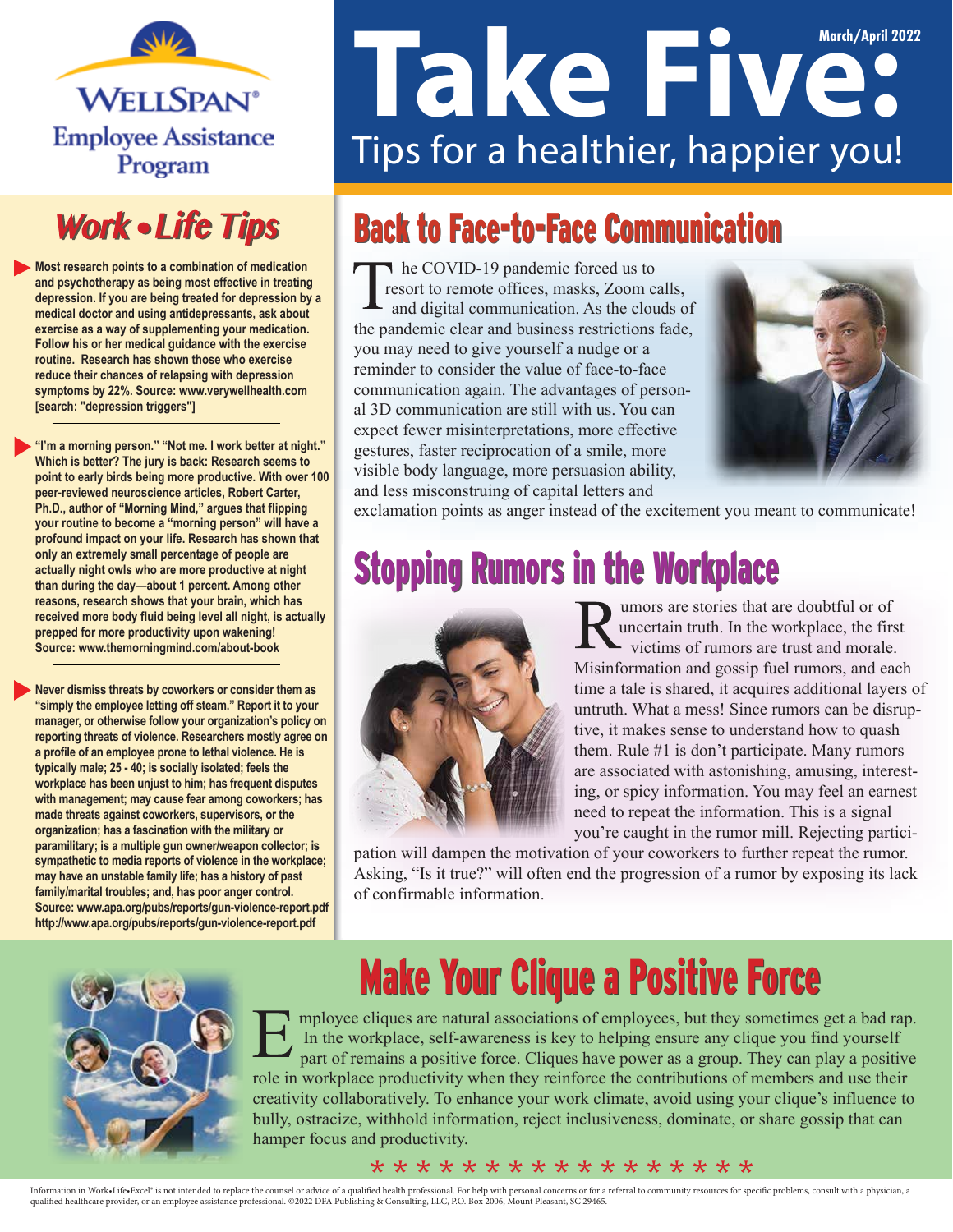WELLSPAN® Employee Assistance Program

# Take Five:

Tips for a healthier, happier you!

March/April 2022

## Work • Life Tips

- Most research points to a combination of medication and psychotherapy as being most effective in treating depression. If you are being treated for depression by a medical doctor and using antidepressants, ask about exercise as a way of supplementing your medication. Follow his or her medical guidance with the exercise routine. Research has shown those who exercise reduce their chances of relapsing with depression symptoms by 22%. Source: www.verywellhealth.com [search: "depression triggers"]

- "I'm a morning person." "Not me. I work better at night." Which is better? The jury is back: Research seems to point to early birds being more productive. With over 100 peer-reviewed neuroscience articles, Robert Carter, Ph.D., author of "Morning Mind," argues that flipping your routine to become a "morning person" will have a profound impact on your life. Research has shown that only an extremely small percentage of people are actually night owls who are more productive at night than during the day—about 1 percent. Among other reasons, research shows that your brain, which has received more body fluid being level all night, is actually prepped for more productivity upon wakening! Source: www.themorningmind.com/about-book

- Never dismiss threats by coworkers or consider them as "simply the employee letting off steam." Report it to your manager, or otherwise follow your organization's policy on reporting threats of violence. Researchers mostly agree on a profile of an employee prone to lethal violence. He is typically male; 25 - 40; is socially isolated; feels the workplace has been unjust to him; has frequent disputes with management; may cause fear among coworkers; has made threats against coworkers, supervisors, or the organization; has a fascination with the military or paramilitary; is a multiple gun owner/weapon collector; is sympathetic to media reports of violence in the workplace; may have an unstable family life; has a history of past family/marital troubles; and, has poor anger control. Source: www.apa.org/pubs/reports/gun-violence-report.pdf http://www.apa.org/pubs/reports/gun-violence-report.pdf

## Back to Face-to-Face Communication

The COVID-19 pandemic forced us to resort to remote offices, masks, Zoom calls, and digital communication. As the clouds of the pandemic clear and business restrictions fade, you may need to give yourself a nudge or a reminder to consider the value of face-to-face communication again. The advantages of personal 3D communication are still with us. You can expect fewer misinterpretations, more effective gestures, faster reciprocation of a smile, more visible body language, more persuasion ability, and less misconstruing of capital letters and exclamation points as anger instead of the excitement you meant to communicate!

## Stopping Rumors in the Workplace

Rumors are stories that are doubtful or of uncertain truth. In the workplace, the first victims of rumors are trust and morale. Misinformation and gossip fuel rumors, and each time a tale is shared, it acquires additional layers of untruth. What a mess! Since rumors can be disruptive, it makes sense to understand how to quash them. Rule #1 is don't participate. Many rumors are associated with astonishing, amusing, interesting, or spicy information. You may feel an earnest need to repeat the information. This is a signal you're caught in the rumor mill. Rejecting participation will dampen the motivation of your coworkers to further repeat the rumor. Asking, "Is it true?" will often end the progression of a rumor by exposing its lack of confirmable information.

## Make Your Clique a Positive Force

Employee cliques are natural associations of employees, but they sometimes get a bad rap. In the workplace, self-awareness is key to helping ensure any clique you find yourself part of remains a positive force. Cliques have power as a group. They can play a positive role in workplace productivity when they reinforce the contributions of members and use their creativity collaboratively. To enhance your work climate, avoid using your clique's influence to bully, ostracize, withhold information, reject inclusiveness, dominate, or share gossip that can hamper focus and productivity.

* * * * * * * * * * * * * * * * *

Information in Work•Life•Excel® is not intended to replace the counsel or advice of a qualified health professional. For help with personal concerns or for a referral to community resources for specific problems, consult with a physician, a qualified healthcare provider, or an employee assistance professional. ©2022 DFA Publishing & Consulting, LLC, P.O. Box 2006, Mount Pleasant, SC 29465.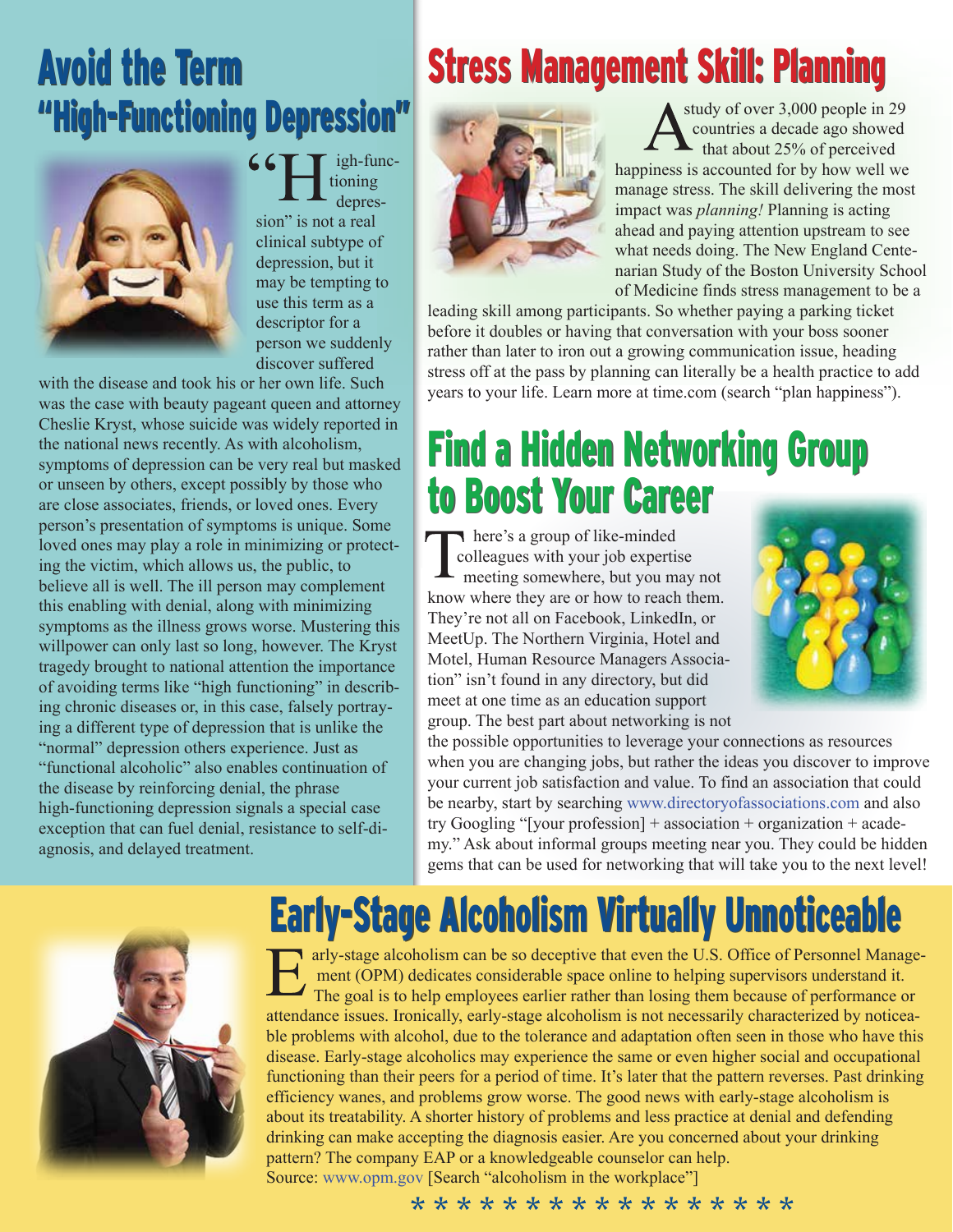## Avoid the Term "High-Functioning Depression"

"High-functioning depression" is not a real clinical subtype of depression, but it may be tempting to use this term as a descriptor for a person we suddenly discover suffered with the disease and took his or her own life. Such was the case with beauty pageant queen and attorney Cheslie Kryst, whose suicide was widely reported in the national news recently. As with alcoholism, symptoms of depression can be very real but masked or unseen by others, except possibly by those who are close associates, friends, or loved ones. Every person's presentation of symptoms is unique. Some loved ones may play a role in minimizing or protecting the victim, which allows us, the public, to believe all is well. The ill person may complement this enabling with denial, along with minimizing symptoms as the illness grows worse. Mustering this willpower can only last so long, however. The Kryst tragedy brought to national attention the importance of avoiding terms like "high functioning" in describing chronic diseases or, in this case, falsely portraying a different type of depression that is unlike the "normal" depression others experience. Just as "functional alcoholic" also enables continuation of the disease by reinforcing denial, the phrase high-functioning depression signals a special case exception that can fuel denial, resistance to self-diagnosis, and delayed treatment.

## Stress Management Skill: Planning

A study of over 3,000 people in 29 countries a decade ago showed that about 25% of perceived happiness is accounted for by how well we manage stress. The skill delivering the most impact was *planning!* Planning is acting ahead and paying attention upstream to see what needs doing. The New England Centenarian Study of the Boston University School of Medicine finds stress management to be a leading skill among participants. So whether paying a parking ticket before it doubles or having that conversation with your boss sooner rather than later to iron out a growing communication issue, heading stress off at the pass by planning can literally be a health practice to add years to your life. Learn more at time.com (search "plan happiness").

## Find a Hidden Networking Group to Boost Your Career

There's a group of like-minded colleagues with your job expertise meeting somewhere, but you may not know where they are or how to reach them. They're not all on Facebook, LinkedIn, or MeetUp. The Northern Virginia, Hotel and Motel, Human Resource Managers Association" isn't found in any directory, but did meet at one time as an education support group. The best part about networking is not the possible opportunities to leverage your connections as resources when you are changing jobs, but rather the ideas you discover to improve your current job satisfaction and value. To find an association that could be nearby, start by searching www.directoryofassociations.com and also try Googling "[your profession] + association + organization + academy." Ask about informal groups meeting near you. They could be hidden gems that can be used for networking that will take you to the next level!

## Early-Stage Alcoholism Virtually Unnoticeable

Early-stage alcoholism can be so deceptive that even the U.S. Office of Personnel Management (OPM) dedicates considerable space online to helping supervisors understand it. The goal is to help employees earlier rather than losing them because of performance or attendance issues. Ironically, early-stage alcoholism is not necessarily characterized by noticeable problems with alcohol, due to the tolerance and adaptation often seen in those who have this disease. Early-stage alcoholics may experience the same or even higher social and occupational functioning than their peers for a period of time. It's later that the pattern reverses. Past drinking efficiency wanes, and problems grow worse. The good news with early-stage alcoholism is about its treatability. A shorter history of problems and less practice at denial and defending drinking can make accepting the diagnosis easier. Are you concerned about your drinking pattern? The company EAP or a knowledgeable counselor can help.
Source: www.opm.gov [Search "alcoholism in the workplace"]

* * * * * * * * * * * * * * * * * *